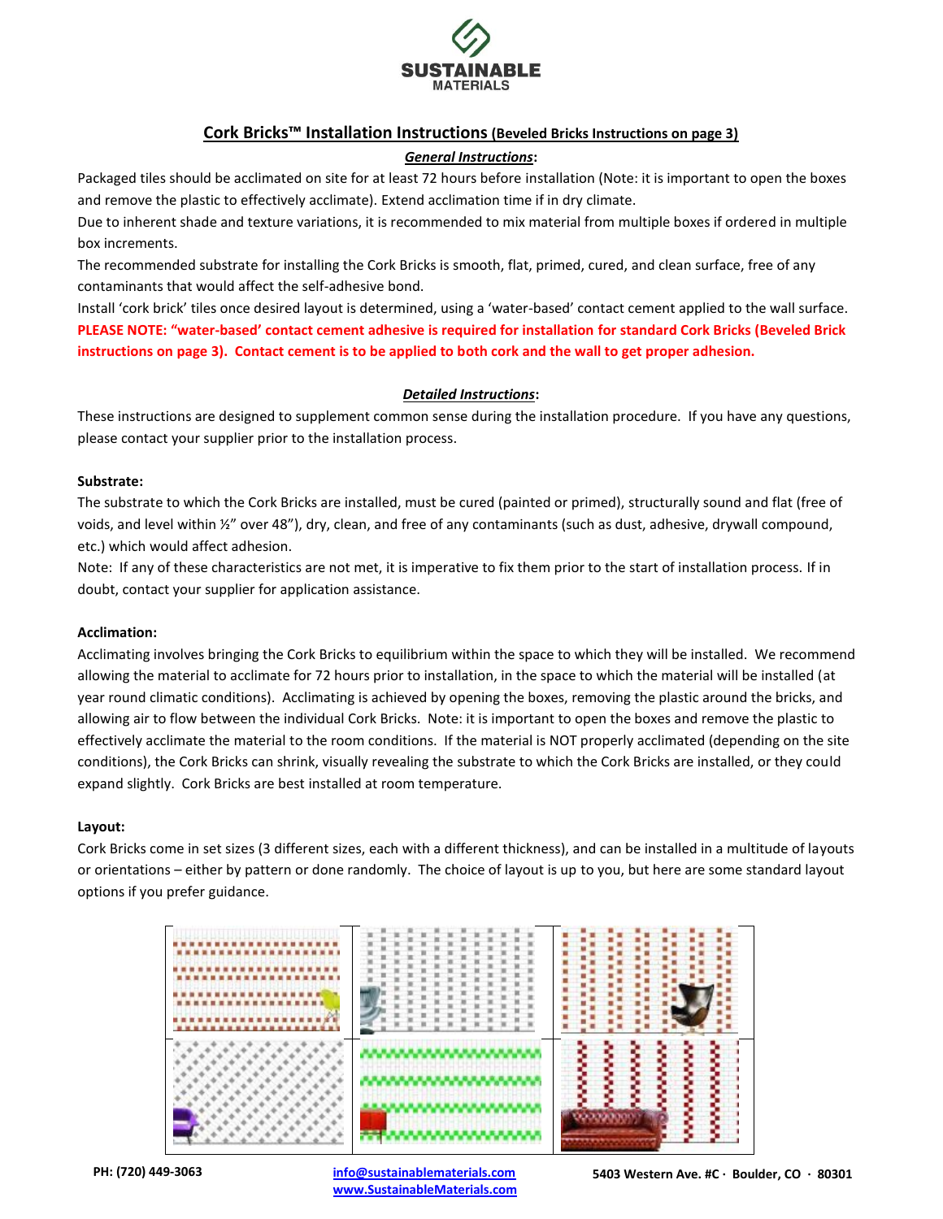SUSTAINABLE MATERIALS

# Cork Bricks™ Installation Instructions (Beveled Bricks Instructions on page 3)

## *General Instructions*:

Packaged tiles should be acclimated on site for at least 72 hours before installation (Note: it is important to open the boxes and remove the plastic to effectively acclimate). Extend acclimation time if in dry climate.

Due to inherent shade and texture variations, it is recommended to mix material from multiple boxes if ordered in multiple box increments.

The recommended substrate for installing the Cork Bricks is smooth, flat, primed, cured, and clean surface, free of any contaminants that would affect the self-adhesive bond.

Install 'cork brick' tiles once desired layout is determined, using a 'water-based' contact cement applied to the wall surface.

**PLEASE NOTE: "water-based' contact cement adhesive is required for installation for standard Cork Bricks (Beveled Brick instructions on page 3). Contact cement is to be applied to both cork and the wall to get proper adhesion.**

## *Detailed Instructions*:

These instructions are designed to supplement common sense during the installation procedure. If you have any questions, please contact your supplier prior to the installation process.

### Substrate:

The substrate to which the Cork Bricks are installed, must be cured (painted or primed), structurally sound and flat (free of voids, and level within ½" over 48"), dry, clean, and free of any contaminants (such as dust, adhesive, drywall compound, etc.) which would affect adhesion.

Note: If any of these characteristics are not met, it is imperative to fix them prior to the start of installation process. If in doubt, contact your supplier for application assistance.

### Acclimation:

Acclimating involves bringing the Cork Bricks to equilibrium within the space to which they will be installed. We recommend allowing the material to acclimate for 72 hours prior to installation, in the space to which the material will be installed (at year round climatic conditions). Acclimating is achieved by opening the boxes, removing the plastic around the bricks, and allowing air to flow between the individual Cork Bricks. Note: it is important to open the boxes and remove the plastic to effectively acclimate the material to the room conditions. If the material is NOT properly acclimated (depending on the site conditions), the Cork Bricks can shrink, visually revealing the substrate to which the Cork Bricks are installed, or they could expand slightly. Cork Bricks are best installed at room temperature.

### Layout:

Cork Bricks come in set sizes (3 different sizes, each with a different thickness), and can be installed in a multitude of layouts or orientations – either by pattern or done randomly. The choice of layout is up to you, but here are some standard layout options if you prefer guidance.

PH: (720) 449-3063 | info@sustainablematerials.com | www.SustainableMaterials.com | 5403 Western Ave. #C · Boulder, CO · 80301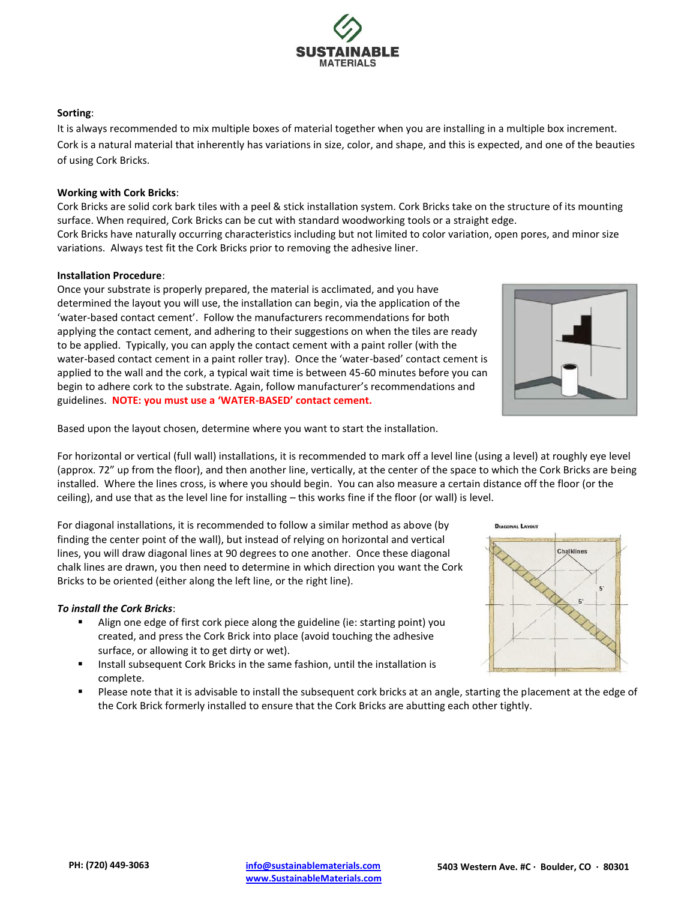**Sorting**:

It is always recommended to mix multiple boxes of material together when you are installing in a multiple box increment. Cork is a natural material that inherently has variations in size, color, and shape, and this is expected, and one of the beauties of using Cork Bricks.

**Working with Cork Bricks**:

Cork Bricks are solid cork bark tiles with a peel & stick installation system. Cork Bricks take on the structure of its mounting surface. When required, Cork Bricks can be cut with standard woodworking tools or a straight edge.
Cork Bricks have naturally occurring characteristics including but not limited to color variation, open pores, and minor size variations. Always test fit the Cork Bricks prior to removing the adhesive liner.

**Installation Procedure**:

Once your substrate is properly prepared, the material is acclimated, and you have determined the layout you will use, the installation can begin, via the application of the 'water-based contact cement'. Follow the manufacturers recommendations for both applying the contact cement, and adhering to their suggestions on when the tiles are ready to be applied. Typically, you can apply the contact cement with a paint roller (with the water-based contact cement in a paint roller tray). Once the 'water-based' contact cement is applied to the wall and the cork, a typical wait time is between 45-60 minutes before you can begin to adhere cork to the substrate. Again, follow manufacturer's recommendations and guidelines. **NOTE: you must use a 'WATER-BASED' contact cement.**

Based upon the layout chosen, determine where you want to start the installation.

For horizontal or vertical (full wall) installations, it is recommended to mark off a level line (using a level) at roughly eye level (approx. 72" up from the floor), and then another line, vertically, at the center of the space to which the Cork Bricks are being installed. Where the lines cross, is where you should begin. You can also measure a certain distance off the floor (or the ceiling), and use that as the level line for installing – this works fine if the floor (or wall) is level.

For diagonal installations, it is recommended to follow a similar method as above (by finding the center point of the wall), but instead of relying on horizontal and vertical lines, you will draw diagonal lines at 90 degrees to one another. Once these diagonal chalk lines are drawn, you then need to determine in which direction you want the Cork Bricks to be oriented (either along the left line, or the right line).

***To install the Cork Bricks***:

- Align one edge of first cork piece along the guideline (ie: starting point) you created, and press the Cork Brick into place (avoid touching the adhesive surface, or allowing it to get dirty or wet).
- Install subsequent Cork Bricks in the same fashion, until the installation is complete.
- Please note that it is advisable to install the subsequent cork bricks at an angle, starting the placement at the edge of the Cork Brick formerly installed to ensure that the Cork Bricks are abutting each other tightly.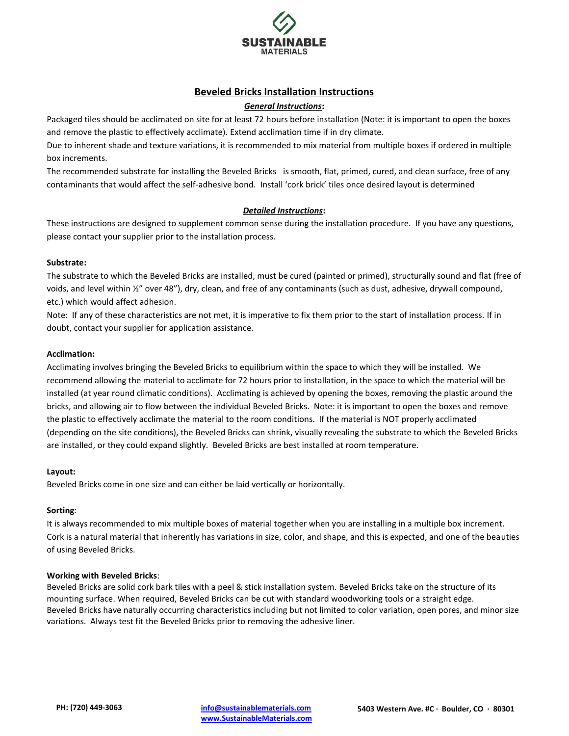# Beveled Bricks Installation Instructions

## ***General Instructions*:**

Packaged tiles should be acclimated on site for at least 72 hours before installation (Note: it is important to open the boxes and remove the plastic to effectively acclimate). Extend acclimation time if in dry climate.

Due to inherent shade and texture variations, it is recommended to mix material from multiple boxes if ordered in multiple box increments.

The recommended substrate for installing the Beveled Bricks is smooth, flat, primed, cured, and clean surface, free of any contaminants that would affect the self-adhesive bond. Install 'cork brick' tiles once desired layout is determined

## ***Detailed Instructions*:**

These instructions are designed to supplement common sense during the installation procedure. If you have any questions, please contact your supplier prior to the installation process.

**Substrate:**

The substrate to which the Beveled Bricks are installed, must be cured (painted or primed), structurally sound and flat (free of voids, and level within ½" over 48"), dry, clean, and free of any contaminants (such as dust, adhesive, drywall compound, etc.) which would affect adhesion.

Note: If any of these characteristics are not met, it is imperative to fix them prior to the start of installation process. If in doubt, contact your supplier for application assistance.

**Acclimation:**

Acclimating involves bringing the Beveled Bricks to equilibrium within the space to which they will be installed. We recommend allowing the material to acclimate for 72 hours prior to installation, in the space to which the material will be installed (at year round climatic conditions). Acclimating is achieved by opening the boxes, removing the plastic around the bricks, and allowing air to flow between the individual Beveled Bricks. Note: it is important to open the boxes and remove the plastic to effectively acclimate the material to the room conditions. If the material is NOT properly acclimated (depending on the site conditions), the Beveled Bricks can shrink, visually revealing the substrate to which the Beveled Bricks are installed, or they could expand slightly. Beveled Bricks are best installed at room temperature.

**Layout:**

Beveled Bricks come in one size and can either be laid vertically or horizontally.

**Sorting**:

It is always recommended to mix multiple boxes of material together when you are installing in a multiple box increment. Cork is a natural material that inherently has variations in size, color, and shape, and this is expected, and one of the beauties of using Beveled Bricks.

**Working with Beveled Bricks**:

Beveled Bricks are solid cork bark tiles with a peel & stick installation system. Beveled Bricks take on the structure of its mounting surface. When required, Beveled Bricks can be cut with standard woodworking tools or a straight edge.

Beveled Bricks have naturally occurring characteristics including but not limited to color variation, open pores, and minor size variations. Always test fit the Beveled Bricks prior to removing the adhesive liner.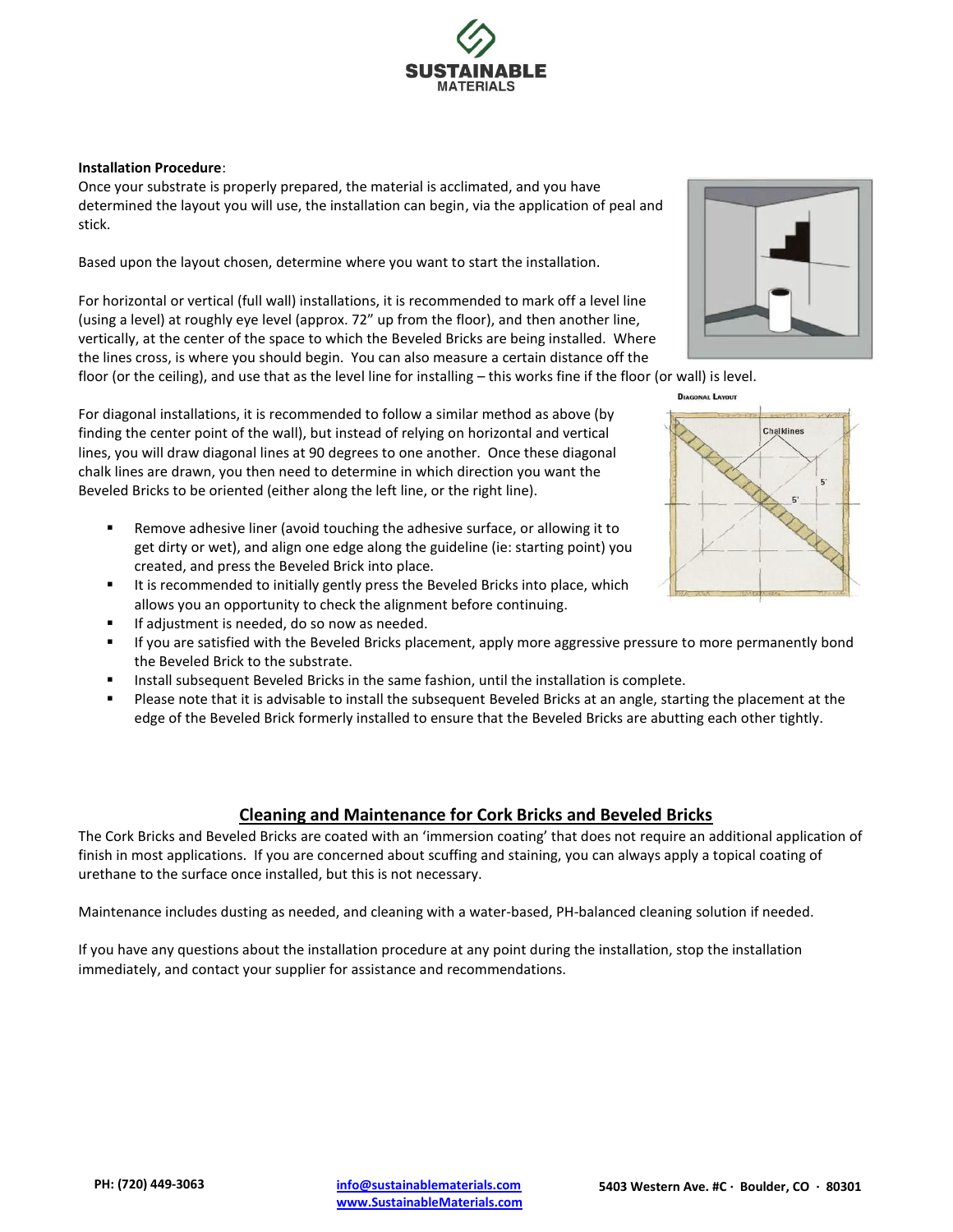**Installation Procedure**:

Once your substrate is properly prepared, the material is acclimated, and you have determined the layout you will use, the installation can begin, via the application of peal and stick.

Based upon the layout chosen, determine where you want to start the installation.

For horizontal or vertical (full wall) installations, it is recommended to mark off a level line (using a level) at roughly eye level (approx. 72" up from the floor), and then another line, vertically, at the center of the space to which the Beveled Bricks are being installed. Where the lines cross, is where you should begin. You can also measure a certain distance off the floor (or the ceiling), and use that as the level line for installing – this works fine if the floor (or wall) is level.

Diagonal Layout

Chalklines

5'

5'

For diagonal installations, it is recommended to follow a similar method as above (by finding the center point of the wall), but instead of relying on horizontal and vertical lines, you will draw diagonal lines at 90 degrees to one another. Once these diagonal chalk lines are drawn, you then need to determine in which direction you want the Beveled Bricks to be oriented (either along the left line, or the right line).

- Remove adhesive liner (avoid touching the adhesive surface, or allowing it to get dirty or wet), and align one edge along the guideline (ie: starting point) you created, and press the Beveled Brick into place.
- It is recommended to initially gently press the Beveled Bricks into place, which allows you an opportunity to check the alignment before continuing.
- If adjustment is needed, do so now as needed.
- If you are satisfied with the Beveled Bricks placement, apply more aggressive pressure to more permanently bond the Beveled Brick to the substrate.
- Install subsequent Beveled Bricks in the same fashion, until the installation is complete.
- Please note that it is advisable to install the subsequent Beveled Bricks at an angle, starting the placement at the edge of the Beveled Brick formerly installed to ensure that the Beveled Bricks are abutting each other tightly.

## Cleaning and Maintenance for Cork Bricks and Beveled Bricks

The Cork Bricks and Beveled Bricks are coated with an 'immersion coating' that does not require an additional application of finish in most applications. If you are concerned about scuffing and staining, you can always apply a topical coating of urethane to the surface once installed, but this is not necessary.

Maintenance includes dusting as needed, and cleaning with a water-based, PH-balanced cleaning solution if needed.

If you have any questions about the installation procedure at any point during the installation, stop the installation immediately, and contact your supplier for assistance and recommendations.